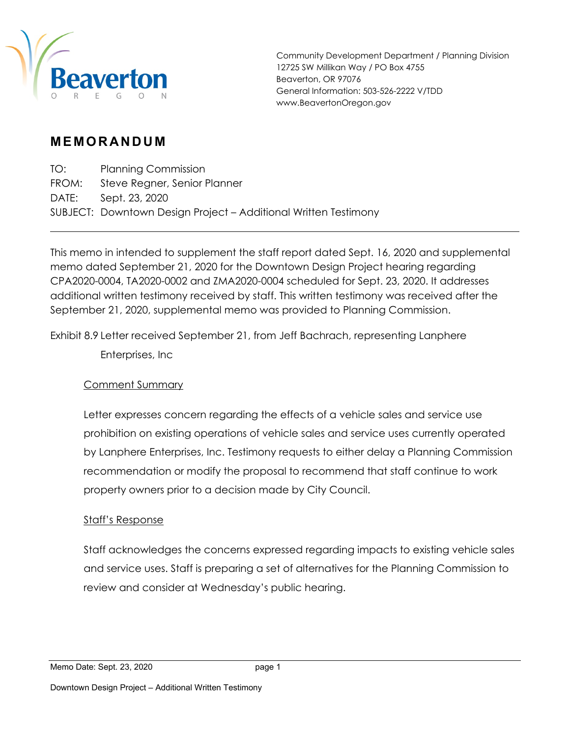Beaverton
OREGON

Community Development Department / Planning Division
12725 SW Millikan Way / PO Box 4755
Beaverton, OR 97076
General Information: 503-526-2222 V/TDD
www.BeavertonOregon.gov

# MEMORANDUM

TO: Planning Commission
FROM: Steve Regner, Senior Planner
DATE: Sept. 23, 2020
SUBJECT: Downtown Design Project – Additional Written Testimony

---

This memo in intended to supplement the staff report dated Sept. 16, 2020 and supplemental memo dated September 21, 2020 for the Downtown Design Project hearing regarding CPA2020-0004, TA2020-0002 and ZMA2020-0004 scheduled for Sept. 23, 2020. It addresses additional written testimony received by staff. This written testimony was received after the September 21, 2020, supplemental memo was provided to Planning Commission.

Exhibit 8.9 Letter received September 21, from Jeff Bachrach, representing Lanphere Enterprises, Inc

Comment Summary

Letter expresses concern regarding the effects of a vehicle sales and service use prohibition on existing operations of vehicle sales and service uses currently operated by Lanphere Enterprises, Inc. Testimony requests to either delay a Planning Commission recommendation or modify the proposal to recommend that staff continue to work property owners prior to a decision made by City Council.

Staff's Response

Staff acknowledges the concerns expressed regarding impacts to existing vehicle sales and service uses. Staff is preparing a set of alternatives for the Planning Commission to review and consider at Wednesday's public hearing.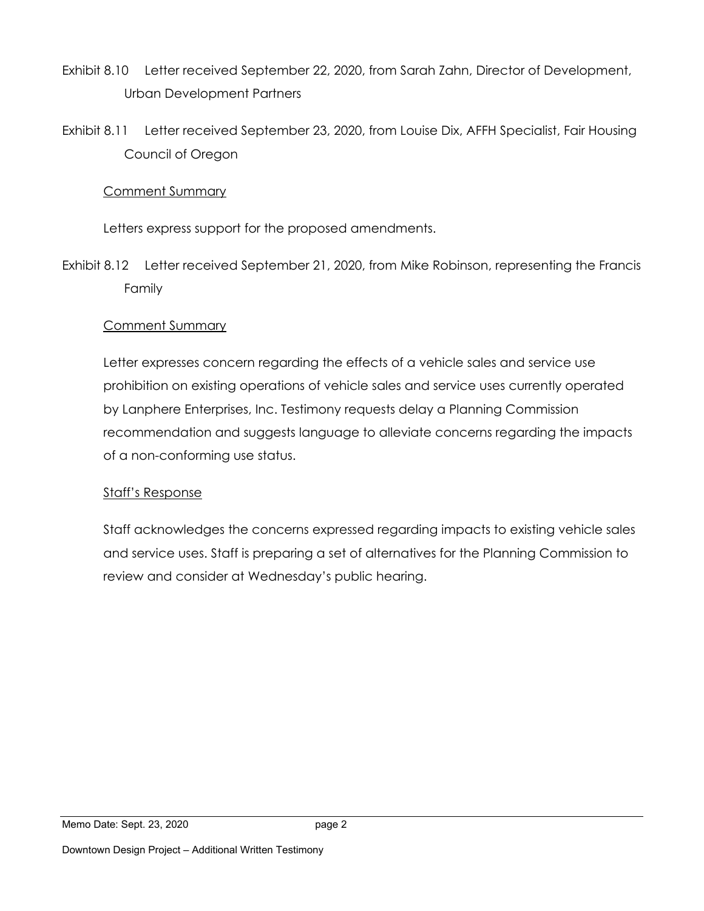Exhibit 8.10 Letter received September 22, 2020, from Sarah Zahn, Director of Development, Urban Development Partners

Exhibit 8.11 Letter received September 23, 2020, from Louise Dix, AFFH Specialist, Fair Housing Council of Oregon

<u>Comment Summary</u>

Letters express support for the proposed amendments.

Exhibit 8.12 Letter received September 21, 2020, from Mike Robinson, representing the Francis Family

<u>Comment Summary</u>

Letter expresses concern regarding the effects of a vehicle sales and service use prohibition on existing operations of vehicle sales and service uses currently operated by Lanphere Enterprises, Inc. Testimony requests delay a Planning Commission recommendation and suggests language to alleviate concerns regarding the impacts of a non-conforming use status.

<u>Staff's Response</u>

Staff acknowledges the concerns expressed regarding impacts to existing vehicle sales and service uses. Staff is preparing a set of alternatives for the Planning Commission to review and consider at Wednesday's public hearing.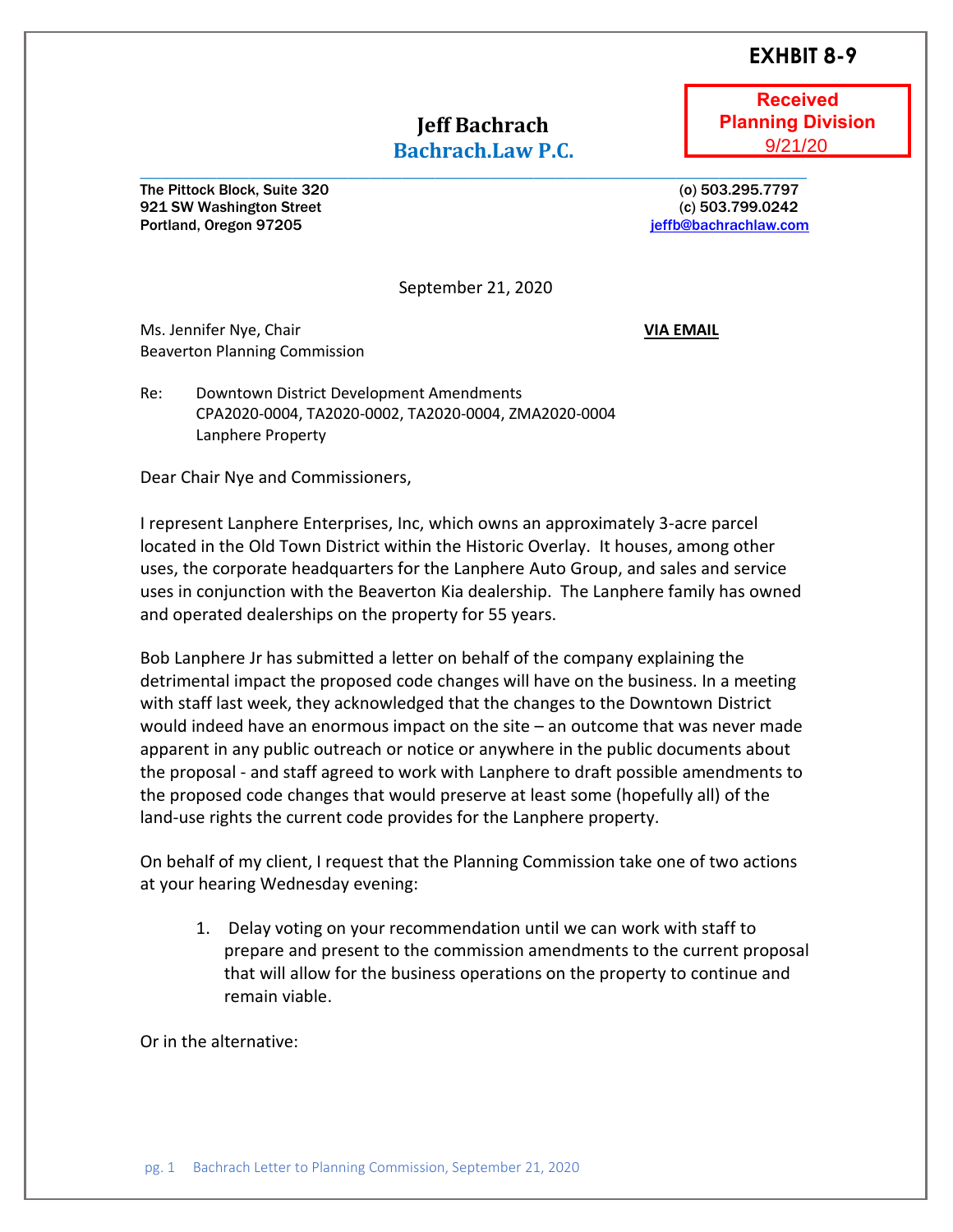**EXHIBIT 8-9**

**Received Planning Division 9/21/20**

# Jeff Bachrach
## Bachrach.Law P.C.

The Pittock Block, Suite 320
921 SW Washington Street
Portland, Oregon 97205

(o) 503.295.7797
(c) 503.799.0242
jeffb@bachrachlaw.com

September 21, 2020

Ms. Jennifer Nye, Chair
Beaverton Planning Commission

**VIA EMAIL**

Re: Downtown District Development Amendments
CPA2020-0004, TA2020-0002, TA2020-0004, ZMA2020-0004
Lanphere Property

Dear Chair Nye and Commissioners,

I represent Lanphere Enterprises, Inc, which owns an approximately 3-acre parcel located in the Old Town District within the Historic Overlay. It houses, among other uses, the corporate headquarters for the Lanphere Auto Group, and sales and service uses in conjunction with the Beaverton Kia dealership. The Lanphere family has owned and operated dealerships on the property for 55 years.

Bob Lanphere Jr has submitted a letter on behalf of the company explaining the detrimental impact the proposed code changes will have on the business. In a meeting with staff last week, they acknowledged that the changes to the Downtown District would indeed have an enormous impact on the site – an outcome that was never made apparent in any public outreach or notice or anywhere in the public documents about the proposal - and staff agreed to work with Lanphere to draft possible amendments to the proposed code changes that would preserve at least some (hopefully all) of the land-use rights the current code provides for the Lanphere property.

On behalf of my client, I request that the Planning Commission take one of two actions at your hearing Wednesday evening:

1. Delay voting on your recommendation until we can work with staff to prepare and present to the commission amendments to the current proposal that will allow for the business operations on the property to continue and remain viable.

Or in the alternative: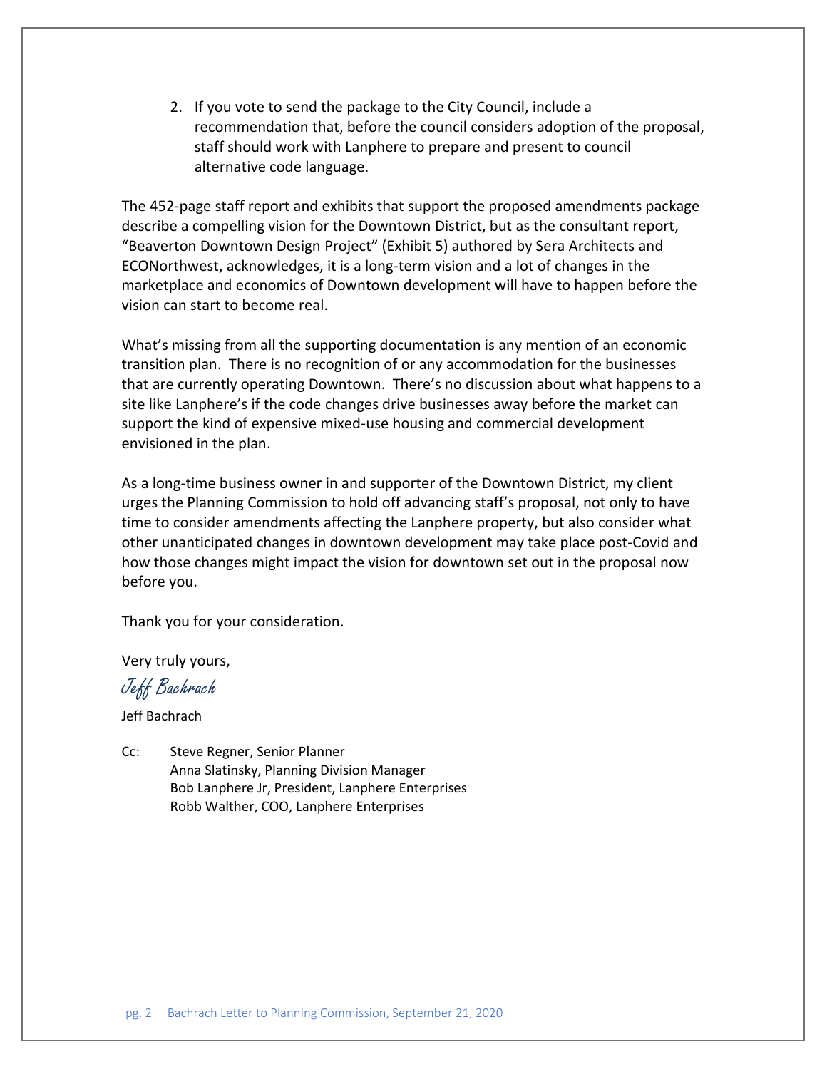2. If you vote to send the package to the City Council, include a recommendation that, before the council considers adoption of the proposal, staff should work with Lanphere to prepare and present to council alternative code language.

The 452-page staff report and exhibits that support the proposed amendments package describe a compelling vision for the Downtown District, but as the consultant report, "Beaverton Downtown Design Project" (Exhibit 5) authored by Sera Architects and ECONorthwest, acknowledges, it is a long-term vision and a lot of changes in the marketplace and economics of Downtown development will have to happen before the vision can start to become real.

What's missing from all the supporting documentation is any mention of an economic transition plan. There is no recognition of or any accommodation for the businesses that are currently operating Downtown. There's no discussion about what happens to a site like Lanphere's if the code changes drive businesses away before the market can support the kind of expensive mixed-use housing and commercial development envisioned in the plan.

As a long-time business owner in and supporter of the Downtown District, my client urges the Planning Commission to hold off advancing staff's proposal, not only to have time to consider amendments affecting the Lanphere property, but also consider what other unanticipated changes in downtown development may take place post-Covid and how those changes might impact the vision for downtown set out in the proposal now before you.

Thank you for your consideration.

Very truly yours,

*Jeff Bachrach*

Jeff Bachrach

Cc: Steve Regner, Senior Planner
Anna Slatinsky, Planning Division Manager
Bob Lanphere Jr, President, Lanphere Enterprises
Robb Walther, COO, Lanphere Enterprises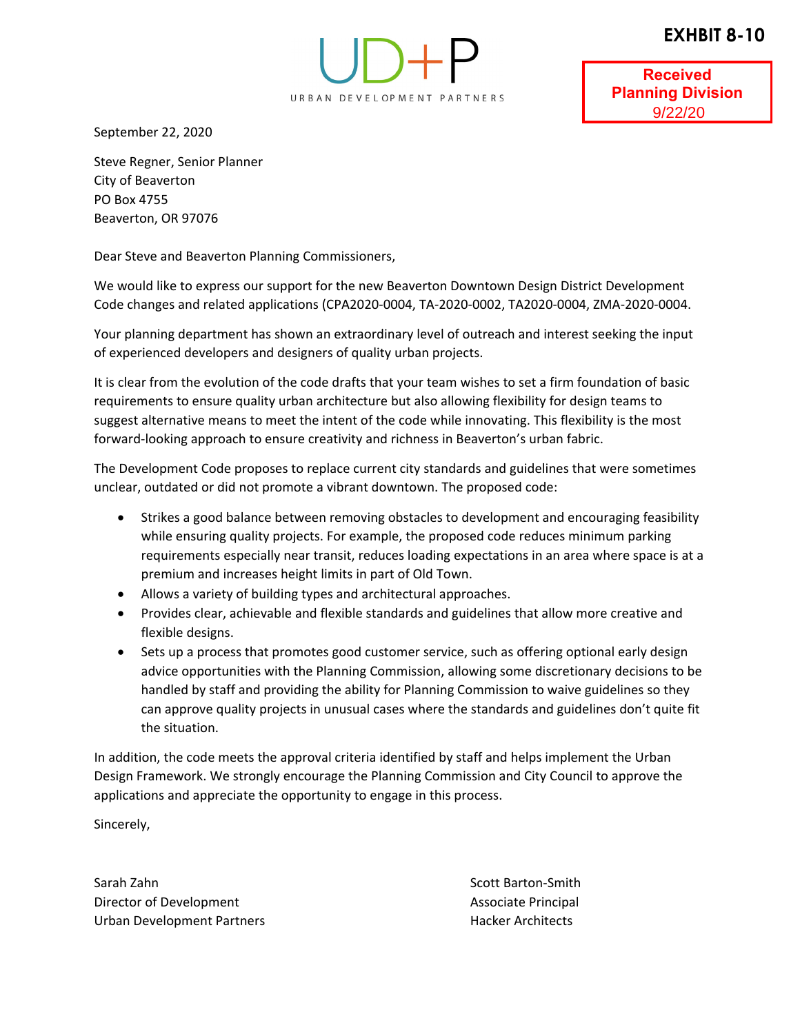**EXHIBIT 8-10**

UD+P

URBAN DEVELOPMENT PARTNERS

**Received**
**Planning Division**
9/22/20

September 22, 2020

Steve Regner, Senior Planner
City of Beaverton
PO Box 4755
Beaverton, OR 97076

Dear Steve and Beaverton Planning Commissioners,

We would like to express our support for the new Beaverton Downtown Design District Development Code changes and related applications (CPA2020-0004, TA-2020-0002, TA2020-0004, ZMA-2020-0004.

Your planning department has shown an extraordinary level of outreach and interest seeking the input of experienced developers and designers of quality urban projects.

It is clear from the evolution of the code drafts that your team wishes to set a firm foundation of basic requirements to ensure quality urban architecture but also allowing flexibility for design teams to suggest alternative means to meet the intent of the code while innovating. This flexibility is the most forward-looking approach to ensure creativity and richness in Beaverton's urban fabric.

The Development Code proposes to replace current city standards and guidelines that were sometimes unclear, outdated or did not promote a vibrant downtown. The proposed code:

- Strikes a good balance between removing obstacles to development and encouraging feasibility while ensuring quality projects. For example, the proposed code reduces minimum parking requirements especially near transit, reduces loading expectations in an area where space is at a premium and increases height limits in part of Old Town.
- Allows a variety of building types and architectural approaches.
- Provides clear, achievable and flexible standards and guidelines that allow more creative and flexible designs.
- Sets up a process that promotes good customer service, such as offering optional early design advice opportunities with the Planning Commission, allowing some discretionary decisions to be handled by staff and providing the ability for Planning Commission to waive guidelines so they can approve quality projects in unusual cases where the standards and guidelines don't quite fit the situation.

In addition, the code meets the approval criteria identified by staff and helps implement the Urban Design Framework. We strongly encourage the Planning Commission and City Council to approve the applications and appreciate the opportunity to engage in this process.

Sincerely,

Sarah Zahn
Director of Development
Urban Development Partners

Scott Barton-Smith
Associate Principal
Hacker Architects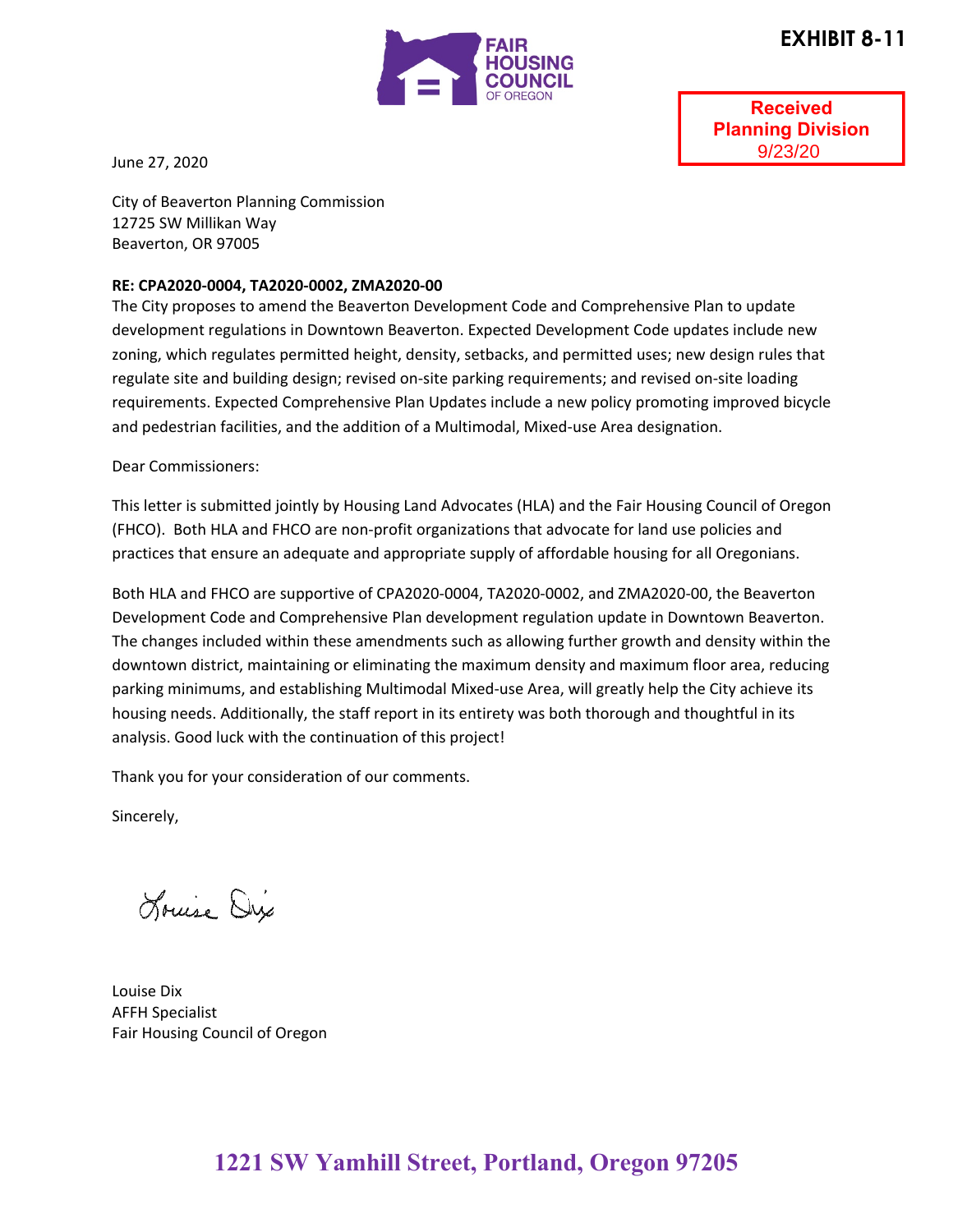**EXHIBIT 8-11**

FAIR HOUSING COUNCIL OF OREGON

Received
Planning Division
9/23/20

June 27, 2020

City of Beaverton Planning Commission
12725 SW Millikan Way
Beaverton, OR 97005

**RE: CPA2020-0004, TA2020-0002, ZMA2020-00**

The City proposes to amend the Beaverton Development Code and Comprehensive Plan to update development regulations in Downtown Beaverton. Expected Development Code updates include new zoning, which regulates permitted height, density, setbacks, and permitted uses; new design rules that regulate site and building design; revised on-site parking requirements; and revised on-site loading requirements. Expected Comprehensive Plan Updates include a new policy promoting improved bicycle and pedestrian facilities, and the addition of a Multimodal, Mixed-use Area designation.

Dear Commissioners:

This letter is submitted jointly by Housing Land Advocates (HLA) and the Fair Housing Council of Oregon (FHCO). Both HLA and FHCO are non-profit organizations that advocate for land use policies and practices that ensure an adequate and appropriate supply of affordable housing for all Oregonians.

Both HLA and FHCO are supportive of CPA2020-0004, TA2020-0002, and ZMA2020-00, the Beaverton Development Code and Comprehensive Plan development regulation update in Downtown Beaverton. The changes included within these amendments such as allowing further growth and density within the downtown district, maintaining or eliminating the maximum density and maximum floor area, reducing parking minimums, and establishing Multimodal Mixed-use Area, will greatly help the City achieve its housing needs. Additionally, the staff report in its entirety was both thorough and thoughtful in its analysis. Good luck with the continuation of this project!

Thank you for your consideration of our comments.

Sincerely,

Louise Dix

Louise Dix
AFFH Specialist
Fair Housing Council of Oregon

**1221 SW Yamhill Street, Portland, Oregon 97205**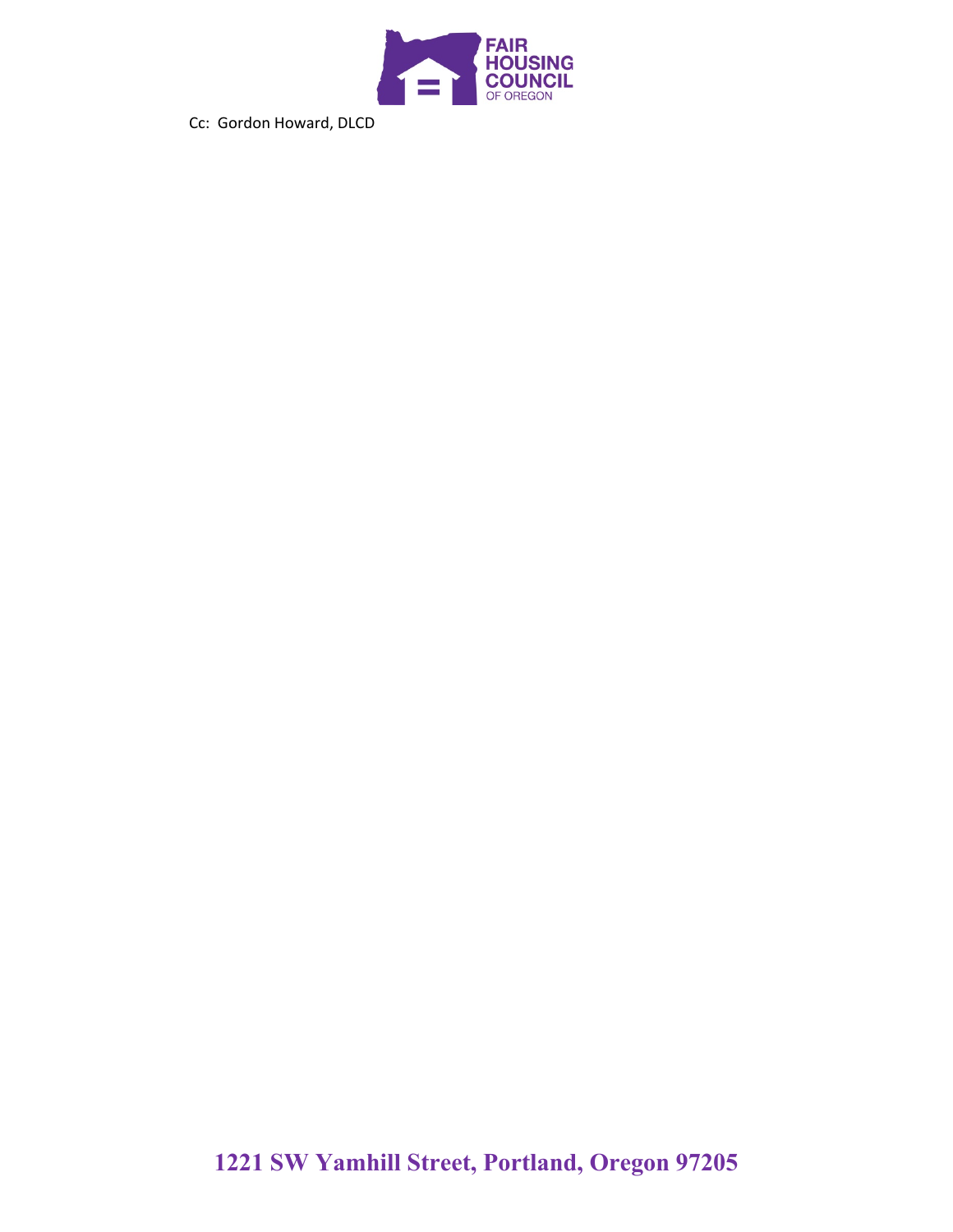Cc: Gordon Howard, DLCD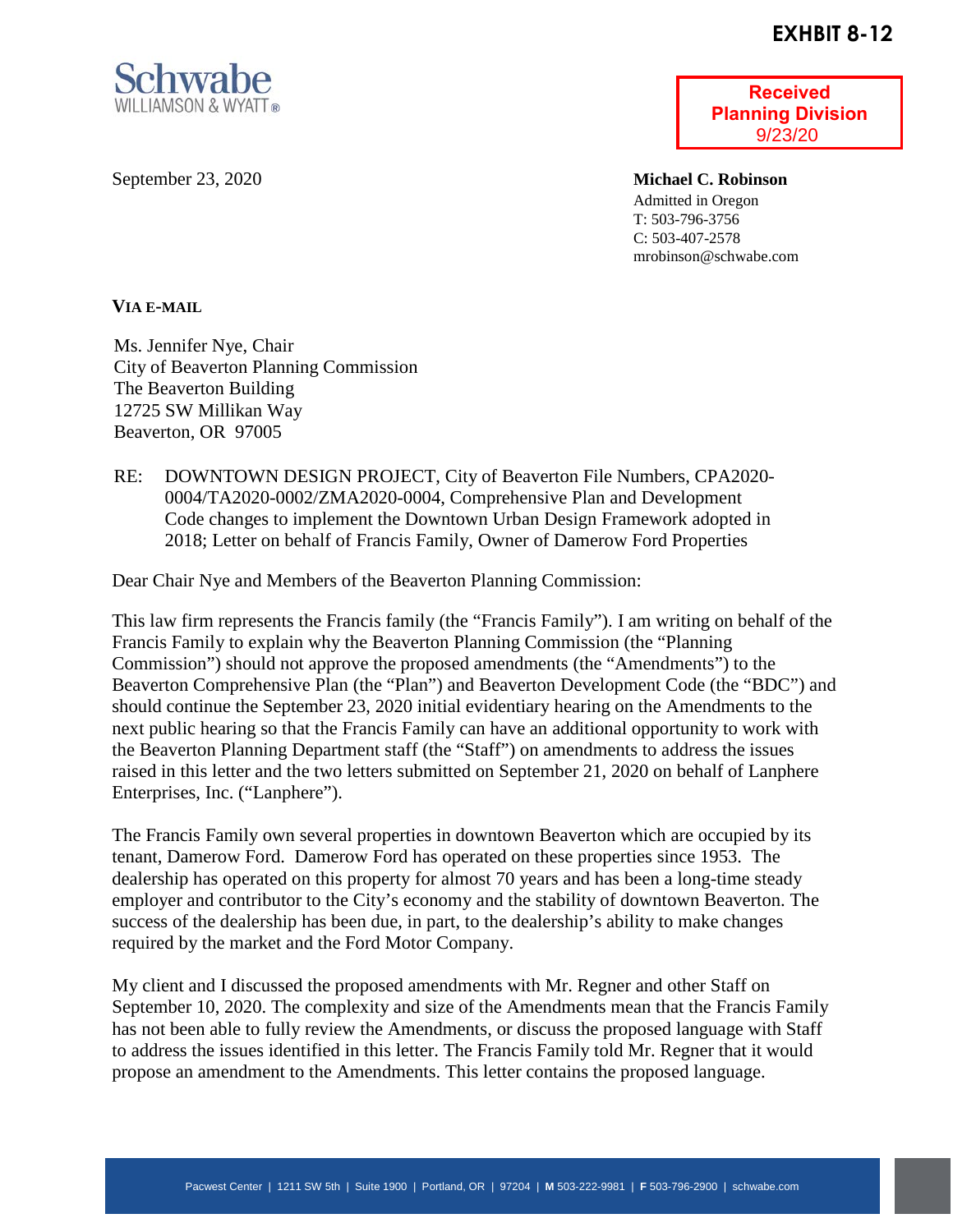**EXHIBIT 8-12**

Schwabe
WILLIAMSON & WYATT®

Received
Planning Division
9/23/20

September 23, 2020

**Michael C. Robinson**
Admitted in Oregon
T: 503-796-3756
C: 503-407-2578
mrobinson@schwabe.com

**VIA E-MAIL**

Ms. Jennifer Nye, Chair
City of Beaverton Planning Commission
The Beaverton Building
12725 SW Millikan Way
Beaverton, OR 97005

RE: DOWNTOWN DESIGN PROJECT, City of Beaverton File Numbers, CPA2020-0004/TA2020-0002/ZMA2020-0004, Comprehensive Plan and Development Code changes to implement the Downtown Urban Design Framework adopted in 2018; Letter on behalf of Francis Family, Owner of Damerow Ford Properties

Dear Chair Nye and Members of the Beaverton Planning Commission:

This law firm represents the Francis family (the "Francis Family"). I am writing on behalf of the Francis Family to explain why the Beaverton Planning Commission (the "Planning Commission") should not approve the proposed amendments (the "Amendments") to the Beaverton Comprehensive Plan (the "Plan") and Beaverton Development Code (the "BDC") and should continue the September 23, 2020 initial evidentiary hearing on the Amendments to the next public hearing so that the Francis Family can have an additional opportunity to work with the Beaverton Planning Department staff (the "Staff") on amendments to address the issues raised in this letter and the two letters submitted on September 21, 2020 on behalf of Lanphere Enterprises, Inc. ("Lanphere").

The Francis Family own several properties in downtown Beaverton which are occupied by its tenant, Damerow Ford. Damerow Ford has operated on these properties since 1953. The dealership has operated on this property for almost 70 years and has been a long-time steady employer and contributor to the City's economy and the stability of downtown Beaverton. The success of the dealership has been due, in part, to the dealership's ability to make changes required by the market and the Ford Motor Company.

My client and I discussed the proposed amendments with Mr. Regner and other Staff on September 10, 2020. The complexity and size of the Amendments mean that the Francis Family has not been able to fully review the Amendments, or discuss the proposed language with Staff to address the issues identified in this letter. The Francis Family told Mr. Regner that it would propose an amendment to the Amendments. This letter contains the proposed language.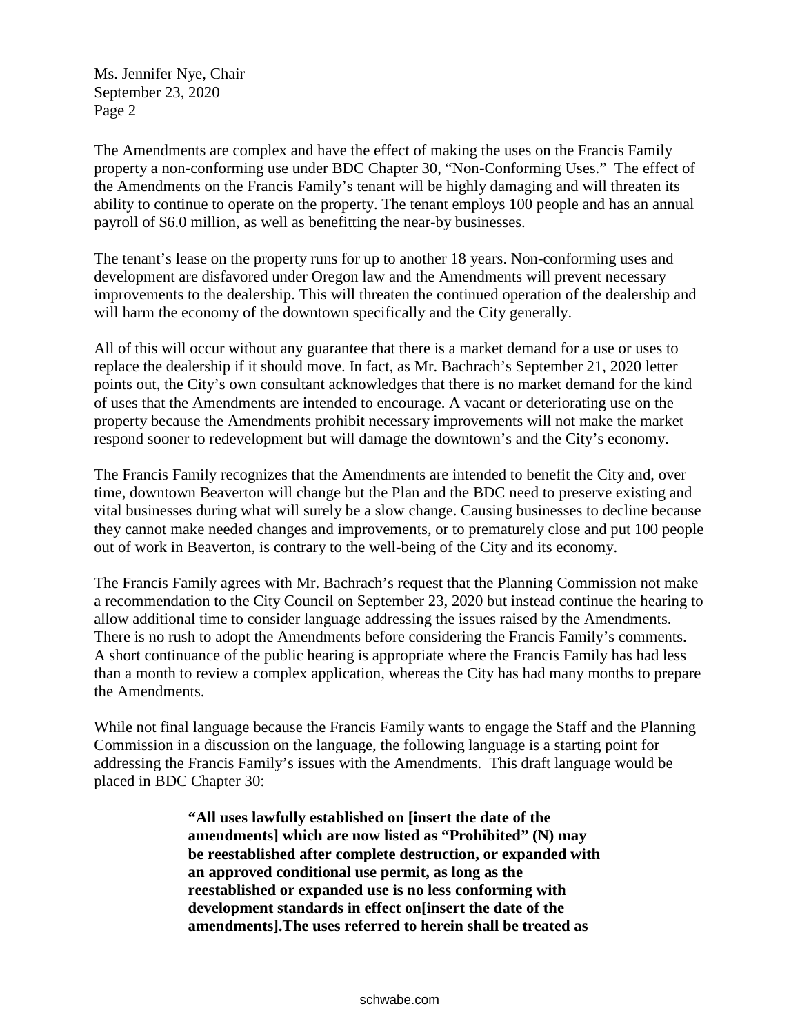Ms. Jennifer Nye, Chair
September 23, 2020

The Amendments are complex and have the effect of making the uses on the Francis Family property a non-conforming use under BDC Chapter 30, "Non-Conforming Uses." The effect of the Amendments on the Francis Family's tenant will be highly damaging and will threaten its ability to continue to operate on the property. The tenant employs 100 people and has an annual payroll of $6.0 million, as well as benefitting the near-by businesses.

The tenant's lease on the property runs for up to another 18 years. Non-conforming uses and development are disfavored under Oregon law and the Amendments will prevent necessary improvements to the dealership. This will threaten the continued operation of the dealership and will harm the economy of the downtown specifically and the City generally.

All of this will occur without any guarantee that there is a market demand for a use or uses to replace the dealership if it should move. In fact, as Mr. Bachrach's September 21, 2020 letter points out, the City's own consultant acknowledges that there is no market demand for the kind of uses that the Amendments are intended to encourage. A vacant or deteriorating use on the property because the Amendments prohibit necessary improvements will not make the market respond sooner to redevelopment but will damage the downtown's and the City's economy.

The Francis Family recognizes that the Amendments are intended to benefit the City and, over time, downtown Beaverton will change but the Plan and the BDC need to preserve existing and vital businesses during what will surely be a slow change. Causing businesses to decline because they cannot make needed changes and improvements, or to prematurely close and put 100 people out of work in Beaverton, is contrary to the well-being of the City and its economy.

The Francis Family agrees with Mr. Bachrach's request that the Planning Commission not make a recommendation to the City Council on September 23, 2020 but instead continue the hearing to allow additional time to consider language addressing the issues raised by the Amendments. There is no rush to adopt the Amendments before considering the Francis Family's comments. A short continuance of the public hearing is appropriate where the Francis Family has had less than a month to review a complex application, whereas the City has had many months to prepare the Amendments.

While not final language because the Francis Family wants to engage the Staff and the Planning Commission in a discussion on the language, the following language is a starting point for addressing the Francis Family's issues with the Amendments. This draft language would be placed in BDC Chapter 30:

> **"All uses lawfully established on [insert the date of the amendments] which are now listed as "Prohibited" (N) may be reestablished after complete destruction, or expanded with an approved conditional use permit, as long as the reestablished or expanded use is no less conforming with development standards in effect on[insert the date of the amendments].The uses referred to herein shall be treated as**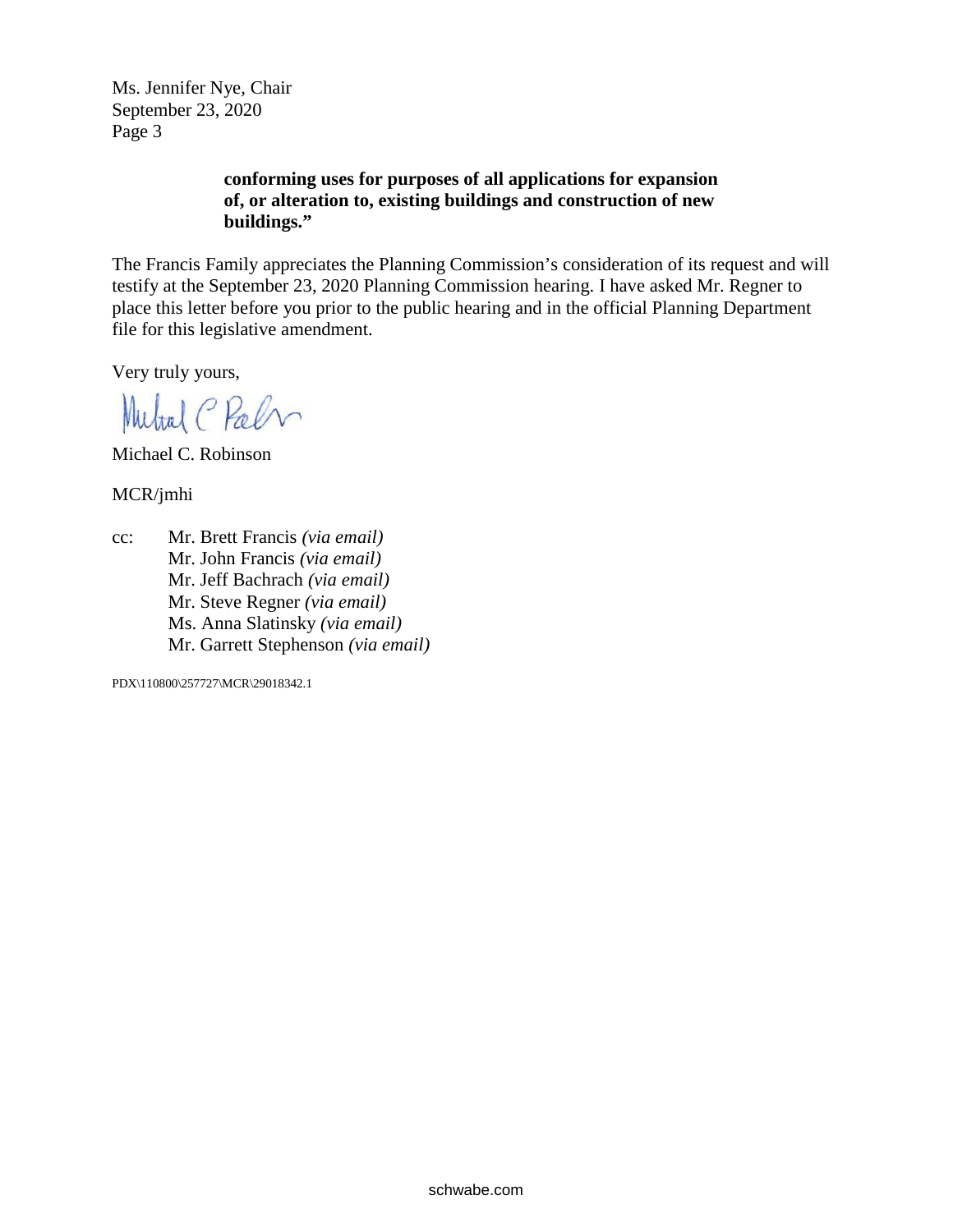**conforming uses for purposes of all applications for expansion of, or alteration to, existing buildings and construction of new buildings."**

The Francis Family appreciates the Planning Commission's consideration of its request and will testify at the September 23, 2020 Planning Commission hearing. I have asked Mr. Regner to place this letter before you prior to the public hearing and in the official Planning Department file for this legislative amendment.

Very truly yours,

Michael C. Robinson

MCR/jmhi

cc: Mr. Brett Francis *(via email)*
Mr. John Francis *(via email)*
Mr. Jeff Bachrach *(via email)*
Mr. Steve Regner *(via email)*
Ms. Anna Slatinsky *(via email)*
Mr. Garrett Stephenson *(via email)*

PDX\110800\257727\MCR\29018342.1